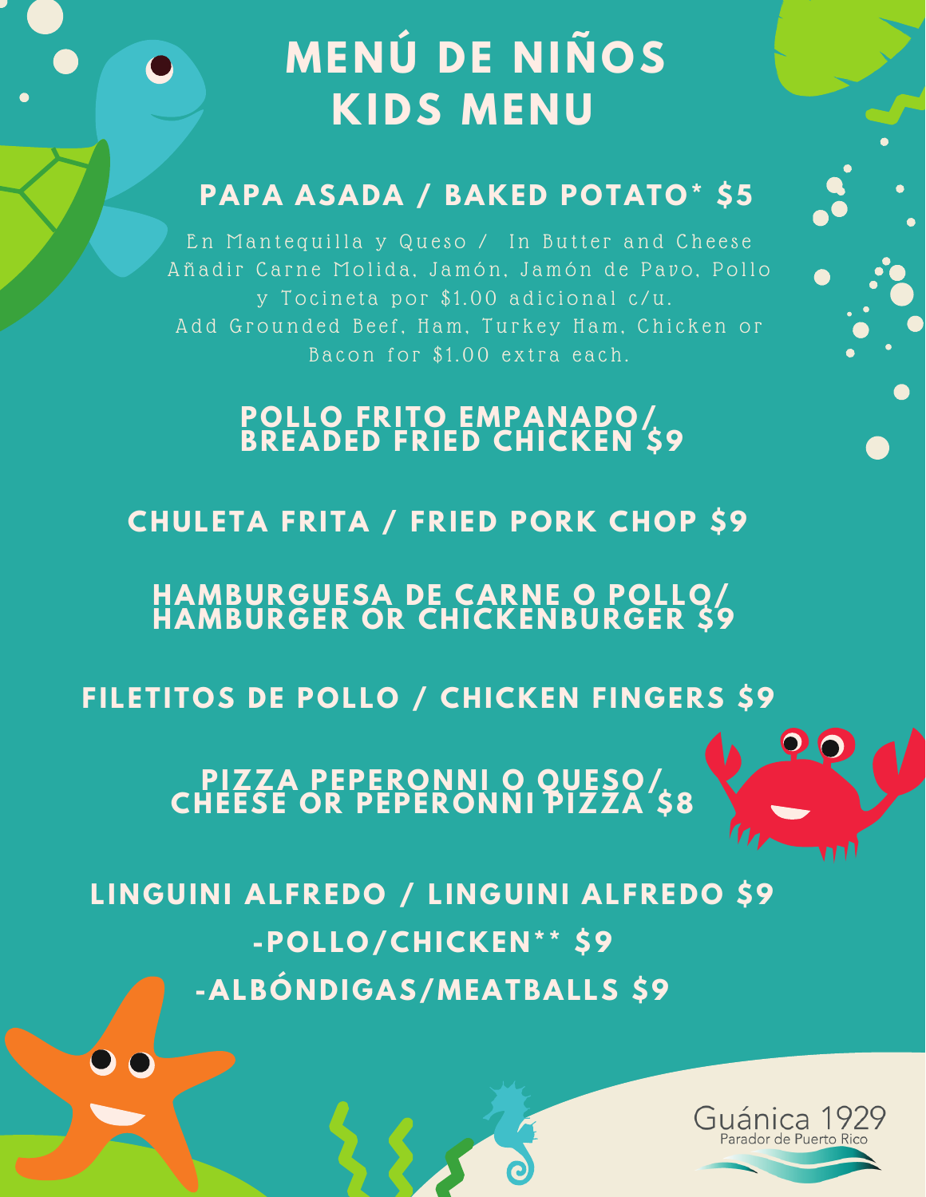# MENÚ DE NIÑOS
# KIDS MENU

## PAPA ASADA / BAKED POTATO* $5

En Mantequilla y Queso / In Butter and Cheese
Añadir Carne Molida, Jamón, Jamón de Pavo, Pollo y Tocineta por $1.00 adicional c/u.
Add Grounded Beef, Ham, Turkey Ham, Chicken or Bacon for $1.00 extra each.

## POLLO FRITO EMPANADO/ BREADED FRIED CHICKEN $9

## CHULETA FRITA / FRIED PORK CHOP $9

## HAMBURGUESA DE CARNE O POLLO/ HAMBURGER OR CHICKENBURGER $9

## FILETITOS DE POLLO / CHICKEN FINGERS $9

## PIZZA PEPERONNI O QUESO/ CHEESE OR PEPERONNI PIZZA $8

## LINGUINI ALFREDO / LINGUINI ALFREDO $9

## -POLLO/CHICKEN** $9

## -ALBÓNDIGAS/MEATBALLS $9

Guánica 1929
Parador de Puerto Rico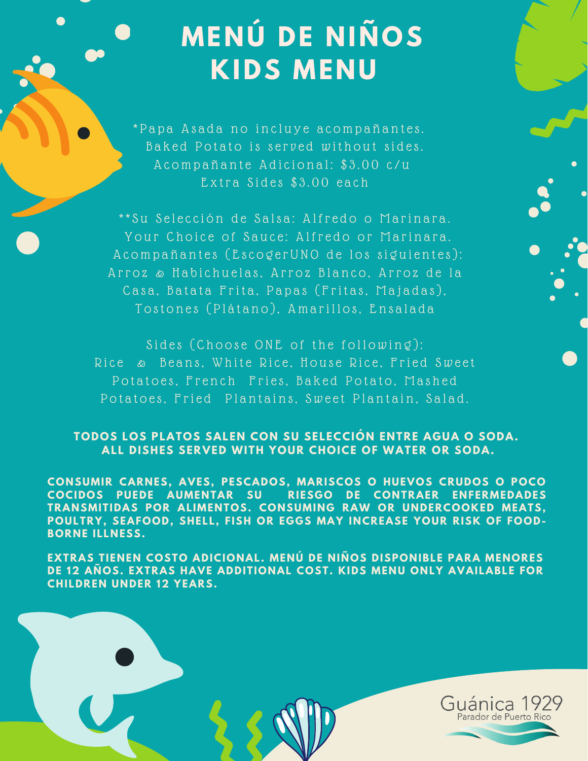# MENÚ DE NIÑOS
# KIDS MENU

*Papa Asada no incluye acompañantes.
Baked Potato is served without sides.
Acompañante Adicional: $3.00 c/u
Extra Sides $3.00 each

**Su Selección de Salsa: Alfredo o Marinara.
Your Choice of Sauce: Alfredo or Marinara.
Acompañantes (EscogerUNO de los siguientes):
Arroz & Habichuelas, Arroz Blanco, Arroz de la Casa, Batata Frita, Papas (Fritas, Majadas), Tostones (Plátano), Amarillos, Ensalada

Sides (Choose ONE of the following):
Rice & Beans, White Rice, House Rice, Fried Sweet Potatoes, French Fries, Baked Potato, Mashed Potatoes, Fried Plantains, Sweet Plantain, Salad.

**TODOS LOS PLATOS SALEN CON SU SELECCIÓN ENTRE AGUA O SODA.**
**ALL DISHES SERVED WITH YOUR CHOICE OF WATER OR SODA.**

**CONSUMIR CARNES, AVES, PESCADOS, MARISCOS O HUEVOS CRUDOS O POCO COCIDOS PUEDE AUMENTAR SU RIESGO DE CONTRAER ENFERMEDADES TRANSMITIDAS POR ALIMENTOS. CONSUMING RAW OR UNDERCOOKED MEATS, POULTRY, SEAFOOD, SHELL, FISH OR EGGS MAY INCREASE YOUR RISK OF FOOD-BORNE ILLNESS.**

**EXTRAS TIENEN COSTO ADICIONAL. MENÚ DE NIÑOS DISPONIBLE PARA MENORES DE 12 AÑOS. EXTRAS HAVE ADDITIONAL COST. KIDS MENU ONLY AVAILABLE FOR CHILDREN UNDER 12 YEARS.**

Guánica 1929
Parador de Puerto Rico